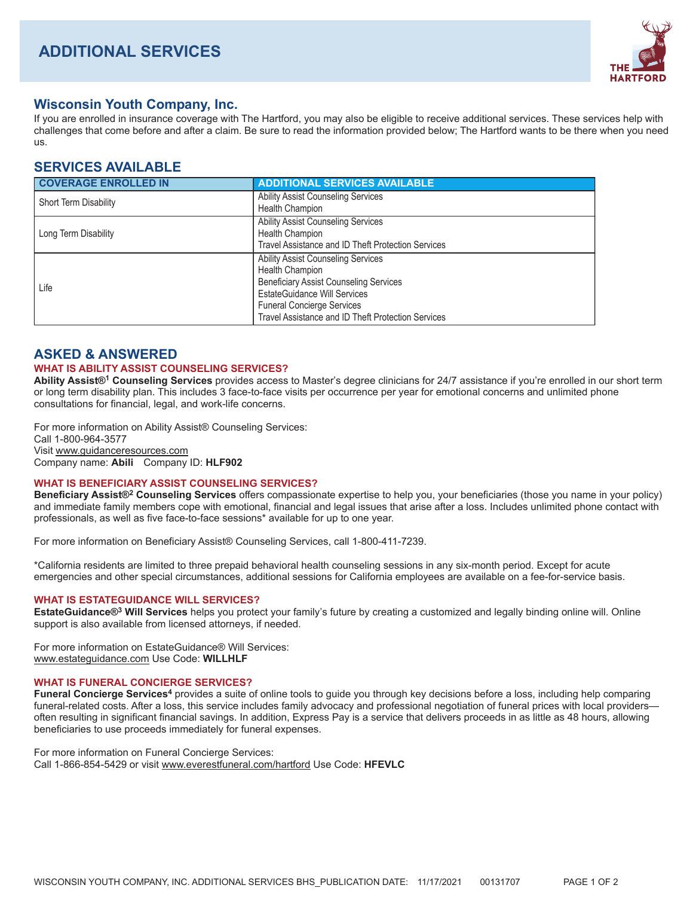# ADDITIONAL SERVICES

## Wisconsin Youth Company, Inc.

If you are enrolled in insurance coverage with The Hartford, you may also be eligible to receive additional services. These services help with challenges that come before and after a claim. Be sure to read the information provided below; The Hartford wants to be there when you need us.

## SERVICES AVAILABLE

| COVERAGE ENROLLED IN | ADDITIONAL SERVICES AVAILABLE |
| --- | --- |
| Short Term Disability | Ability Assist Counseling Services<br>Health Champion |
| Long Term Disability | Ability Assist Counseling Services<br>Health Champion<br>Travel Assistance and ID Theft Protection Services |
| Life | Ability Assist Counseling Services<br>Health Champion<br>Beneficiary Assist Counseling Services<br>EstateGuidance Will Services<br>Funeral Concierge Services<br>Travel Assistance and ID Theft Protection Services |

## ASKED & ANSWERED

### WHAT IS ABILITY ASSIST COUNSELING SERVICES?

**Ability Assist®[1] Counseling Services** provides access to Master's degree clinicians for 24/7 assistance if you're enrolled in our short term or long term disability plan. This includes 3 face-to-face visits per occurrence per year for emotional concerns and unlimited phone consultations for financial, legal, and work-life concerns.

For more information on Ability Assist® Counseling Services:
Call 1-800-964-3577
Visit www.guidanceresources.com
Company name: **Abili** Company ID: **HLF902**

### WHAT IS BENEFICIARY ASSIST COUNSELING SERVICES?

**Beneficiary Assist®[2] Counseling Services** offers compassionate expertise to help you, your beneficiaries (those you name in your policy) and immediate family members cope with emotional, financial and legal issues that arise after a loss. Includes unlimited phone contact with professionals, as well as five face-to-face sessions* available for up to one year.

For more information on Beneficiary Assist® Counseling Services, call 1-800-411-7239.

*California residents are limited to three prepaid behavioral health counseling sessions in any six-month period. Except for acute emergencies and other special circumstances, additional sessions for California employees are available on a fee-for-service basis.

### WHAT IS ESTATEGUIDANCE WILL SERVICES?

**EstateGuidance®[3] Will Services** helps you protect your family's future by creating a customized and legally binding online will. Online support is also available from licensed attorneys, if needed.

For more information on EstateGuidance® Will Services:
www.estateguidance.com Use Code: **WILLHLF**

### WHAT IS FUNERAL CONCIERGE SERVICES?

**Funeral Concierge Services[4]** provides a suite of online tools to guide you through key decisions before a loss, including help comparing funeral-related costs. After a loss, this service includes family advocacy and professional negotiation of funeral prices with local providers—often resulting in significant financial savings. In addition, Express Pay is a service that delivers proceeds in as little as 48 hours, allowing beneficiaries to use proceeds immediately for funeral expenses.

For more information on Funeral Concierge Services:
Call 1-866-854-5429 or visit www.everestfuneral.com/hartford Use Code: **HFEVLC**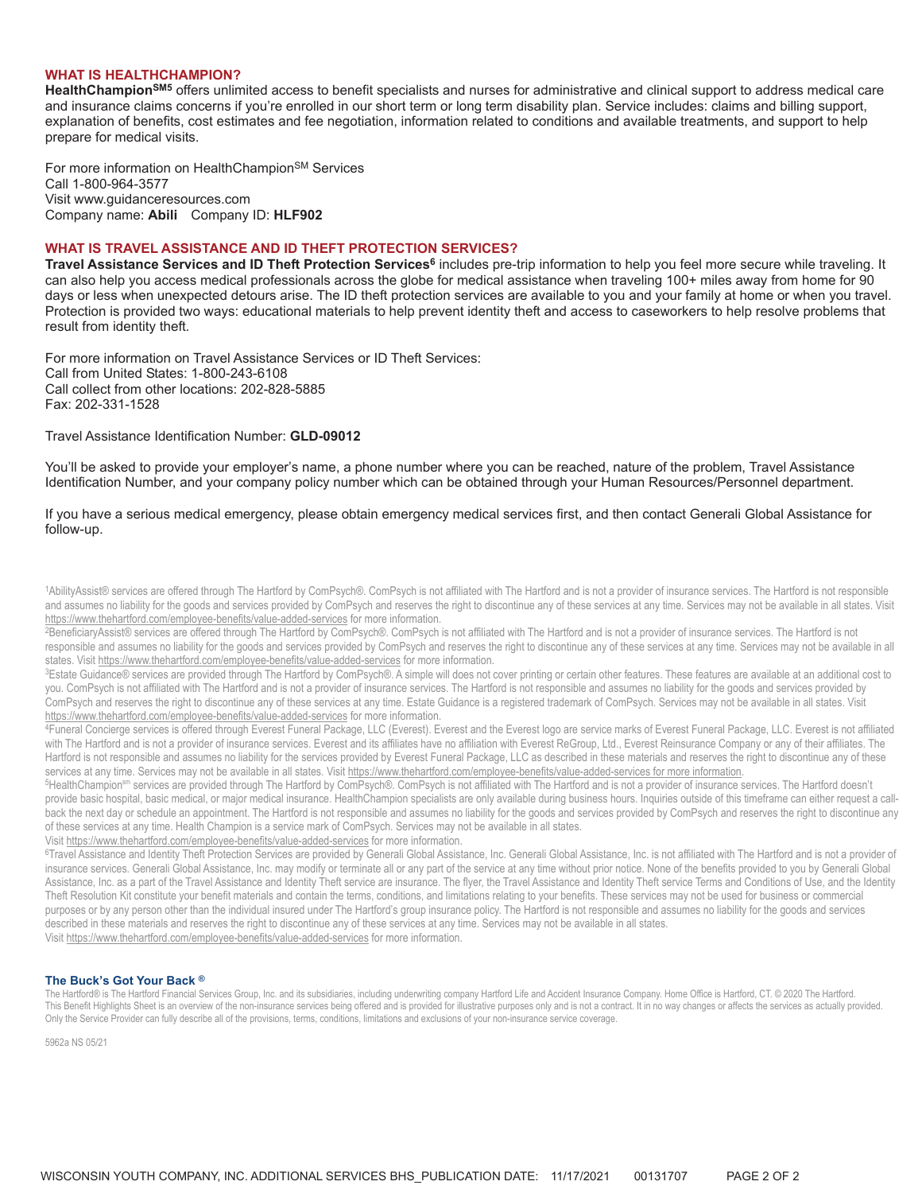## WHAT IS HEALTHCHAMPION?

**HealthChampion[SM5]** offers unlimited access to benefit specialists and nurses for administrative and clinical support to address medical care and insurance claims concerns if you're enrolled in our short term or long term disability plan. Service includes: claims and billing support, explanation of benefits, cost estimates and fee negotiation, information related to conditions and available treatments, and support to help prepare for medical visits.

For more information on HealthChampion[SM] Services
Call 1-800-964-3577
Visit www.guidanceresources.com
Company name: **Abili** Company ID: **HLF902**

## WHAT IS TRAVEL ASSISTANCE AND ID THEFT PROTECTION SERVICES?

**Travel Assistance Services and ID Theft Protection Services[6]** includes pre-trip information to help you feel more secure while traveling. It can also help you access medical professionals across the globe for medical assistance when traveling 100+ miles away from home for 90 days or less when unexpected detours arise. The ID theft protection services are available to you and your family at home or when you travel. Protection is provided two ways: educational materials to help prevent identity theft and access to caseworkers to help resolve problems that result from identity theft.

For more information on Travel Assistance Services or ID Theft Services:
Call from United States: 1-800-243-6108
Call collect from other locations: 202-828-5885
Fax: 202-331-1528

Travel Assistance Identification Number: **GLD-09012**

You'll be asked to provide your employer's name, a phone number where you can be reached, nature of the problem, Travel Assistance Identification Number, and your company policy number which can be obtained through your Human Resources/Personnel department.

If you have a serious medical emergency, please obtain emergency medical services first, and then contact Generali Global Assistance for follow-up.

[1]AbilityAssist® services are offered through The Hartford by ComPsych®. ComPsych is not affiliated with The Hartford and is not a provider of insurance services. The Hartford is not responsible and assumes no liability for the goods and services provided by ComPsych and reserves the right to discontinue any of these services at any time. Services may not be available in all states. Visit https://www.thehartford.com/employee-benefits/value-added-services for more information.

[2]BeneficiaryAssist® services are offered through The Hartford by ComPsych®. ComPsych is not affiliated with The Hartford and is not a provider of insurance services. The Hartford is not responsible and assumes no liability for the goods and services provided by ComPsych and reserves the right to discontinue any of these services at any time. Services may not be available in all states. Visit https://www.thehartford.com/employee-benefits/value-added-services for more information.

[3]Estate Guidance® services are provided through The Hartford by ComPsych®. A simple will does not cover printing or certain other features. These features are available at an additional cost to you. ComPsych is not affiliated with The Hartford and is not a provider of insurance services. The Hartford is not responsible and assumes no liability for the goods and services provided by ComPsych and reserves the right to discontinue any of these services at any time. Estate Guidance is a registered trademark of ComPsych. Services may not be available in all states. Visit https://www.thehartford.com/employee-benefits/value-added-services for more information.

[4]Funeral Concierge services is offered through Everest Funeral Package, LLC (Everest). Everest and the Everest logo are service marks of Everest Funeral Package, LLC. Everest is not affiliated with The Hartford and is not a provider of insurance services. Everest and its affiliates have no affiliation with Everest ReGroup, Ltd., Everest Reinsurance Company or any of their affiliates. The Hartford is not responsible and assumes no liability for the services provided by Everest Funeral Package, LLC as described in these materials and reserves the right to discontinue any of these services at any time. Services may not be available in all states. Visit https://www.thehartford.com/employee-benefits/value-added-services for more information.

[5]HealthChampion[sm] services are provided through The Hartford by ComPsych®. ComPsych is not affiliated with The Hartford and is not a provider of insurance services. The Hartford doesn't provide basic hospital, basic medical, or major medical insurance. HealthChampion specialists are only available during business hours. Inquiries outside of this timeframe can either request a call-back the next day or schedule an appointment. The Hartford is not responsible and assumes no liability for the goods and services provided by ComPsych and reserves the right to discontinue any of these services at any time. Health Champion is a service mark of ComPsych. Services may not be available in all states.
Visit https://www.thehartford.com/employee-benefits/value-added-services for more information.

[6]Travel Assistance and Identity Theft Protection Services are provided by Generali Global Assistance, Inc. Generali Global Assistance, Inc. is not affiliated with The Hartford and is not a provider of insurance services. Generali Global Assistance, Inc. may modify or terminate all or any part of the service at any time without prior notice. None of the benefits provided to you by Generali Global Assistance, Inc. as a part of the Travel Assistance and Identity Theft service are insurance. The flyer, the Travel Assistance and Identity Theft service Terms and Conditions of Use, and the Identity Theft Resolution Kit constitute your benefit materials and contain the terms, conditions, and limitations relating to your benefits. These services may not be used for business or commercial purposes or by any person other than the individual insured under The Hartford's group insurance policy. The Hartford is not responsible and assumes no liability for the goods and services described in these materials and reserves the right to discontinue any of these services at any time. Services may not be available in all states.
Visit https://www.thehartford.com/employee-benefits/value-added-services for more information.

**The Buck's Got Your Back ®**

The Hartford® is The Hartford Financial Services Group, Inc. and its subsidiaries, including underwriting company Hartford Life and Accident Insurance Company. Home Office is Hartford, CT. © 2020 The Hartford. This Benefit Highlights Sheet is an overview of the non-insurance services being offered and is provided for illustrative purposes only and is not a contract. It in no way changes or affects the services as actually provided. Only the Service Provider can fully describe all of the provisions, terms, conditions, limitations and exclusions of your non-insurance service coverage.

5962a NS 05/21

WISCONSIN YOUTH COMPANY, INC. ADDITIONAL SERVICES BHS_PUBLICATION DATE: 11/17/2021 00131707